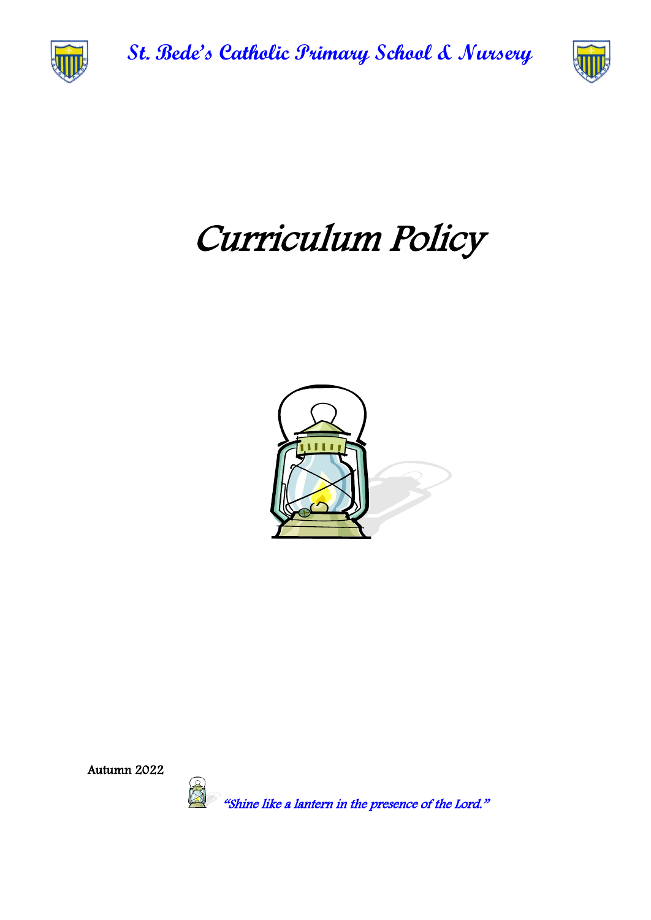# St. Bede's Catholic Primary School & Nursery

# *Curriculum Policy*

Autumn 2022

*"Shine like a lantern in the presence of the Lord."*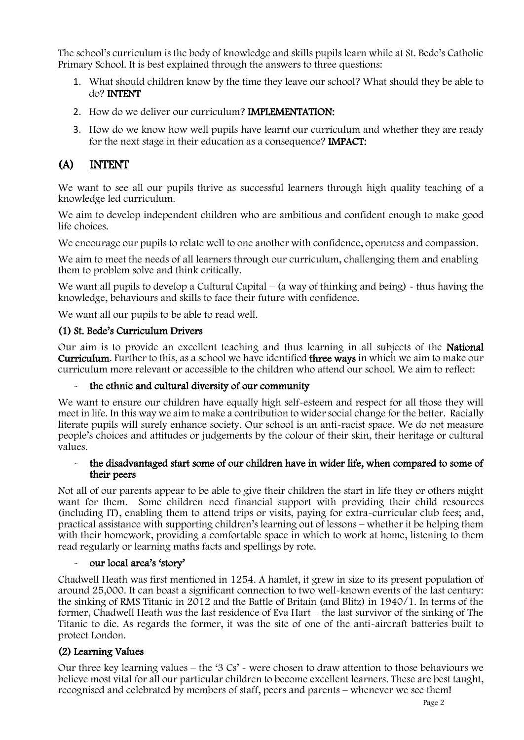The school's curriculum is the body of knowledge and skills pupils learn while at St. Bede's Catholic Primary School. It is best explained through the answers to three questions:

1. What should children know by the time they leave our school? What should they be able to do? **INTENT**
2. How do we deliver our curriculum? **IMPLEMENTATION:**
3. How do we know how well pupils have learnt our curriculum and whether they are ready for the next stage in their education as a consequence? **IMPACT:**

## (A) INTENT

We want to see all our pupils thrive as successful learners through high quality teaching of a knowledge led curriculum.

We aim to develop independent children who are ambitious and confident enough to make good life choices.

We encourage our pupils to relate well to one another with confidence, openness and compassion.

We aim to meet the needs of all learners through our curriculum, challenging them and enabling them to problem solve and think critically.

We want all pupils to develop a Cultural Capital – (a way of thinking and being) - thus having the knowledge, behaviours and skills to face their future with confidence.

We want all our pupils to be able to read well.

### (1) St. Bede's Curriculum Drivers

Our aim is to provide an excellent teaching and thus learning in all subjects of the **National Curriculum**. Further to this, as a school we have identified **three ways** in which we aim to make our curriculum more relevant or accessible to the children who attend our school. We aim to reflect:

- **the ethnic and cultural diversity of our community**

We want to ensure our children have equally high self-esteem and respect for all those they will meet in life. In this way we aim to make a contribution to wider social change for the better. Racially literate pupils will surely enhance society. Our school is an anti-racist space. We do not measure people's choices and attitudes or judgements by the colour of their skin, their heritage or cultural values.

- **the disadvantaged start some of our children have in wider life, when compared to some of their peers**

Not all of our parents appear to be able to give their children the start in life they or others might want for them. Some children need financial support with providing their child resources (including IT), enabling them to attend trips or visits, paying for extra-curricular club fees; and, practical assistance with supporting children's learning out of lessons – whether it be helping them with their homework, providing a comfortable space in which to work at home, listening to them read regularly or learning maths facts and spellings by rote.

- **our local area's 'story'**

Chadwell Heath was first mentioned in 1254. A hamlet, it grew in size to its present population of around 25,000. It can boast a significant connection to two well-known events of the last century: the sinking of RMS Titanic in 2012 and the Battle of Britain (and Blitz) in 1940/1. In terms of the former, Chadwell Heath was the last residence of Eva Hart – the last survivor of the sinking of The Titanic to die. As regards the former, it was the site of one of the anti-aircraft batteries built to protect London.

### (2) Learning Values

Our three key learning values – the '3 Cs' - were chosen to draw attention to those behaviours we believe most vital for all our particular children to become excellent learners. These are best taught, recognised and celebrated by members of staff, peers and parents – whenever we see them!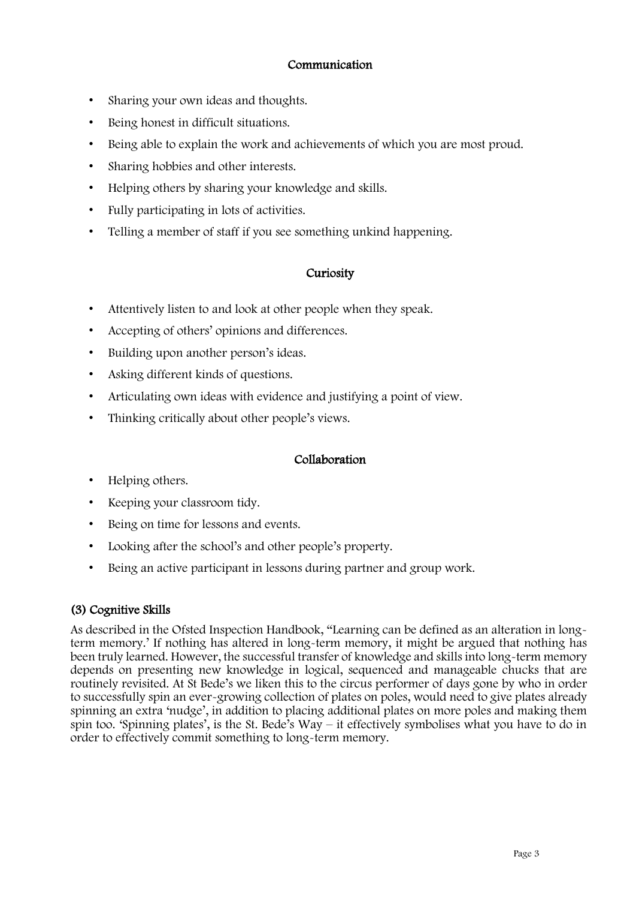### Communication

- Sharing your own ideas and thoughts.
- Being honest in difficult situations.
- Being able to explain the work and achievements of which you are most proud.
- Sharing hobbies and other interests.
- Helping others by sharing your knowledge and skills.
- Fully participating in lots of activities.
- Telling a member of staff if you see something unkind happening.

### Curiosity

- Attentively listen to and look at other people when they speak.
- Accepting of others' opinions and differences.
- Building upon another person's ideas.
- Asking different kinds of questions.
- Articulating own ideas with evidence and justifying a point of view.
- Thinking critically about other people's views.

### Collaboration

- Helping others.
- Keeping your classroom tidy.
- Being on time for lessons and events.
- Looking after the school's and other people's property.
- Being an active participant in lessons during partner and group work.

## (3) Cognitive Skills

As described in the Ofsted Inspection Handbook, "Learning can be defined as an alteration in long-term memory.' If nothing has altered in long-term memory, it might be argued that nothing has been truly learned. However, the successful transfer of knowledge and skills into long-term memory depends on presenting new knowledge in logical, sequenced and manageable chucks that are routinely revisited. At St Bede's we liken this to the circus performer of days gone by who in order to successfully spin an ever-growing collection of plates on poles, would need to give plates already spinning an extra 'nudge', in addition to placing additional plates on more poles and making them spin too. 'Spinning plates', is the St. Bede's Way – it effectively symbolises what you have to do in order to effectively commit something to long-term memory.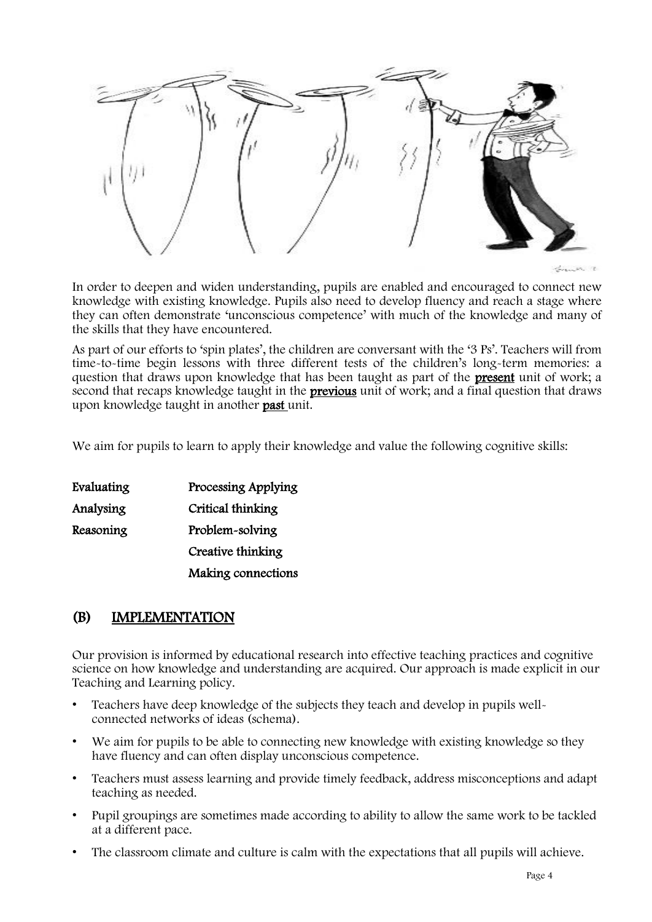In order to deepen and widen understanding, pupils are enabled and encouraged to connect new knowledge with existing knowledge. Pupils also need to develop fluency and reach a stage where they can often demonstrate 'unconscious competence' with much of the knowledge and many of the skills that they have encountered.

As part of our efforts to 'spin plates', the children are conversant with the '3 Ps'. Teachers will from time-to-time begin lessons with three different tests of the children's long-term memories: a question that draws upon knowledge that has been taught as part of the **present** unit of work; a second that recaps knowledge taught in the **previous** unit of work; and a final question that draws upon knowledge taught in another **past** unit.

We aim for pupils to learn to apply their knowledge and value the following cognitive skills:

| | |
|---|---|
| **Evaluating** | **Processing Applying** |
| **Analysing** | **Critical thinking** |
| **Reasoning** | **Problem-solving** |
| | **Creative thinking** |
| | **Making connections** |

## (B) IMPLEMENTATION

Our provision is informed by educational research into effective teaching practices and cognitive science on how knowledge and understanding are acquired. Our approach is made explicit in our Teaching and Learning policy.

- Teachers have deep knowledge of the subjects they teach and develop in pupils well-connected networks of ideas (schema).
- We aim for pupils to be able to connecting new knowledge with existing knowledge so they have fluency and can often display unconscious competence.
- Teachers must assess learning and provide timely feedback, address misconceptions and adapt teaching as needed.
- Pupil groupings are sometimes made according to ability to allow the same work to be tackled at a different pace.
- The classroom climate and culture is calm with the expectations that all pupils will achieve.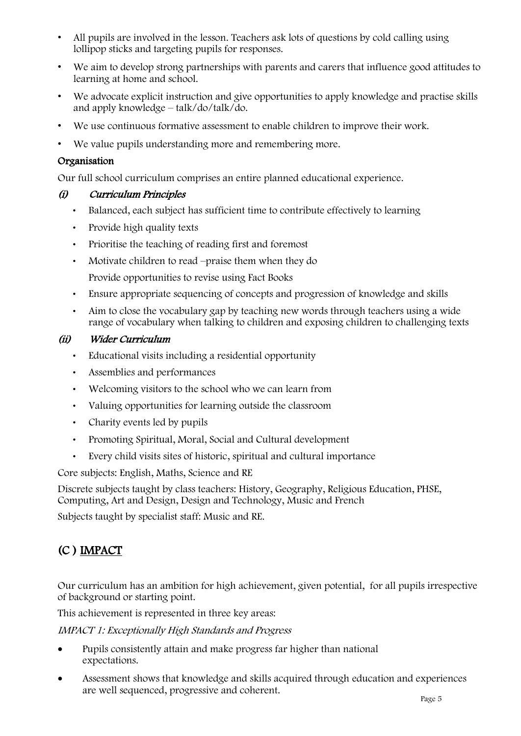- All pupils are involved in the lesson. Teachers ask lots of questions by cold calling using lollipop sticks and targeting pupils for responses.
- We aim to develop strong partnerships with parents and carers that influence good attitudes to learning at home and school.
- We advocate explicit instruction and give opportunities to apply knowledge and practise skills and apply knowledge – talk/do/talk/do.
- We use continuous formative assessment to enable children to improve their work.
- We value pupils understanding more and remembering more.

**Organisation**

Our full school curriculum comprises an entire planned educational experience.

***(i) Curriculum Principles***

- Balanced, each subject has sufficient time to contribute effectively to learning
- Provide high quality texts
- Prioritise the teaching of reading first and foremost
- Motivate children to read –praise them when they do
  Provide opportunities to revise using Fact Books
- Ensure appropriate sequencing of concepts and progression of knowledge and skills
- Aim to close the vocabulary gap by teaching new words through teachers using a wide range of vocabulary when talking to children and exposing children to challenging texts

***(ii) Wider Curriculum***

- Educational visits including a residential opportunity
- Assemblies and performances
- Welcoming visitors to the school who we can learn from
- Valuing opportunities for learning outside the classroom
- Charity events led by pupils
- Promoting Spiritual, Moral, Social and Cultural development
- Every child visits sites of historic, spiritual and cultural importance

Core subjects: English, Maths, Science and RE

Discrete subjects taught by class teachers: History, Geography, Religious Education, PHSE, Computing, Art and Design, Design and Technology, Music and French

Subjects taught by specialist staff: Music and RE.

## (C ) IMPACT

Our curriculum has an ambition for high achievement, given potential, for all pupils irrespective of background or starting point.

This achievement is represented in three key areas:

*IMPACT 1: Exceptionally High Standards and Progress*

- Pupils consistently attain and make progress far higher than national expectations.
- Assessment shows that knowledge and skills acquired through education and experiences are well sequenced, progressive and coherent.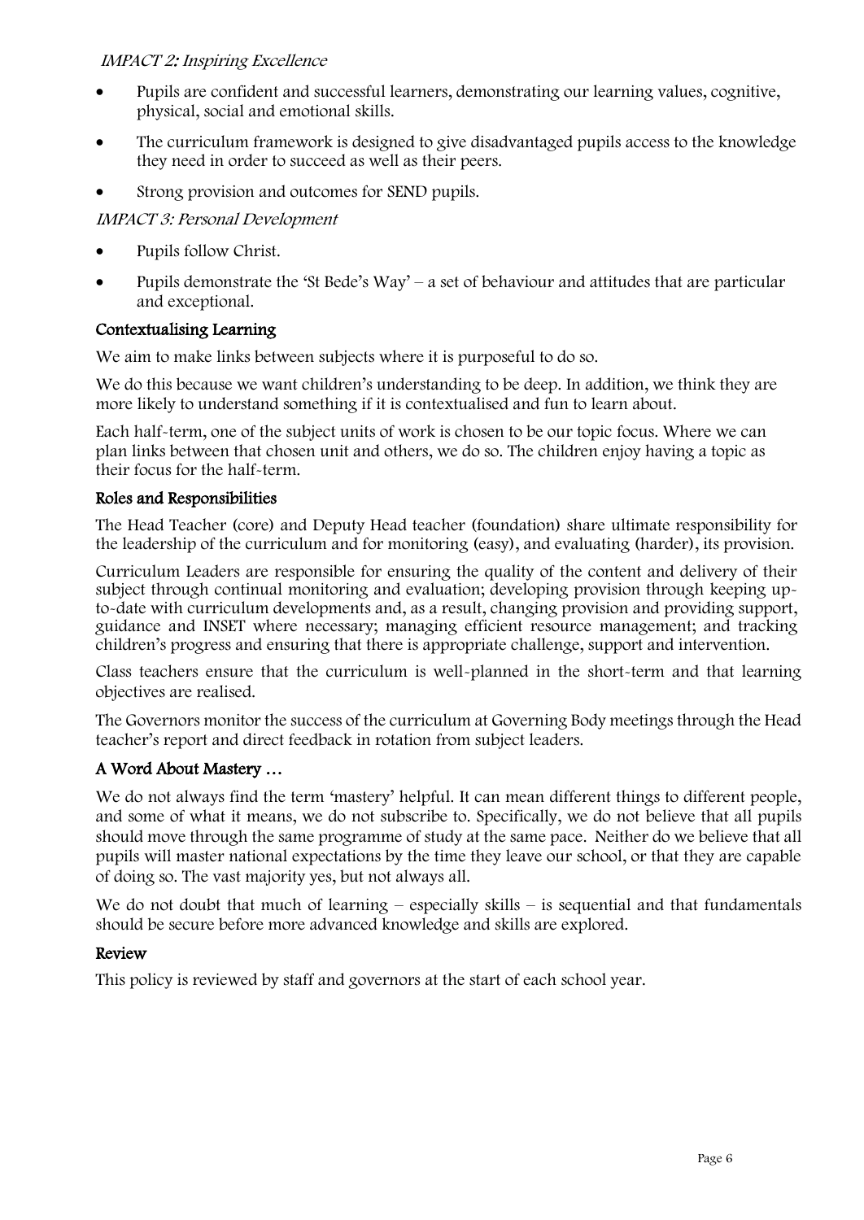*IMPACT 2: Inspiring Excellence*

- Pupils are confident and successful learners, demonstrating our learning values, cognitive, physical, social and emotional skills.
- The curriculum framework is designed to give disadvantaged pupils access to the knowledge they need in order to succeed as well as their peers.
- Strong provision and outcomes for SEND pupils.

*IMPACT 3: Personal Development*

- Pupils follow Christ.
- Pupils demonstrate the 'St Bede's Way' – a set of behaviour and attitudes that are particular and exceptional.

## Contextualising Learning

We aim to make links between subjects where it is purposeful to do so.

We do this because we want children's understanding to be deep. In addition, we think they are more likely to understand something if it is contextualised and fun to learn about.

Each half-term, one of the subject units of work is chosen to be our topic focus. Where we can plan links between that chosen unit and others, we do so. The children enjoy having a topic as their focus for the half-term.

## Roles and Responsibilities

The Head Teacher (core) and Deputy Head teacher (foundation) share ultimate responsibility for the leadership of the curriculum and for monitoring (easy), and evaluating (harder), its provision.

Curriculum Leaders are responsible for ensuring the quality of the content and delivery of their subject through continual monitoring and evaluation; developing provision through keeping up-to-date with curriculum developments and, as a result, changing provision and providing support, guidance and INSET where necessary; managing efficient resource management; and tracking children's progress and ensuring that there is appropriate challenge, support and intervention.

Class teachers ensure that the curriculum is well-planned in the short-term and that learning objectives are realised.

The Governors monitor the success of the curriculum at Governing Body meetings through the Head teacher's report and direct feedback in rotation from subject leaders.

## A Word About Mastery …

We do not always find the term 'mastery' helpful. It can mean different things to different people, and some of what it means, we do not subscribe to. Specifically, we do not believe that all pupils should move through the same programme of study at the same pace. Neither do we believe that all pupils will master national expectations by the time they leave our school, or that they are capable of doing so. The vast majority yes, but not always all.

We do not doubt that much of learning – especially skills – is sequential and that fundamentals should be secure before more advanced knowledge and skills are explored.

## Review

This policy is reviewed by staff and governors at the start of each school year.